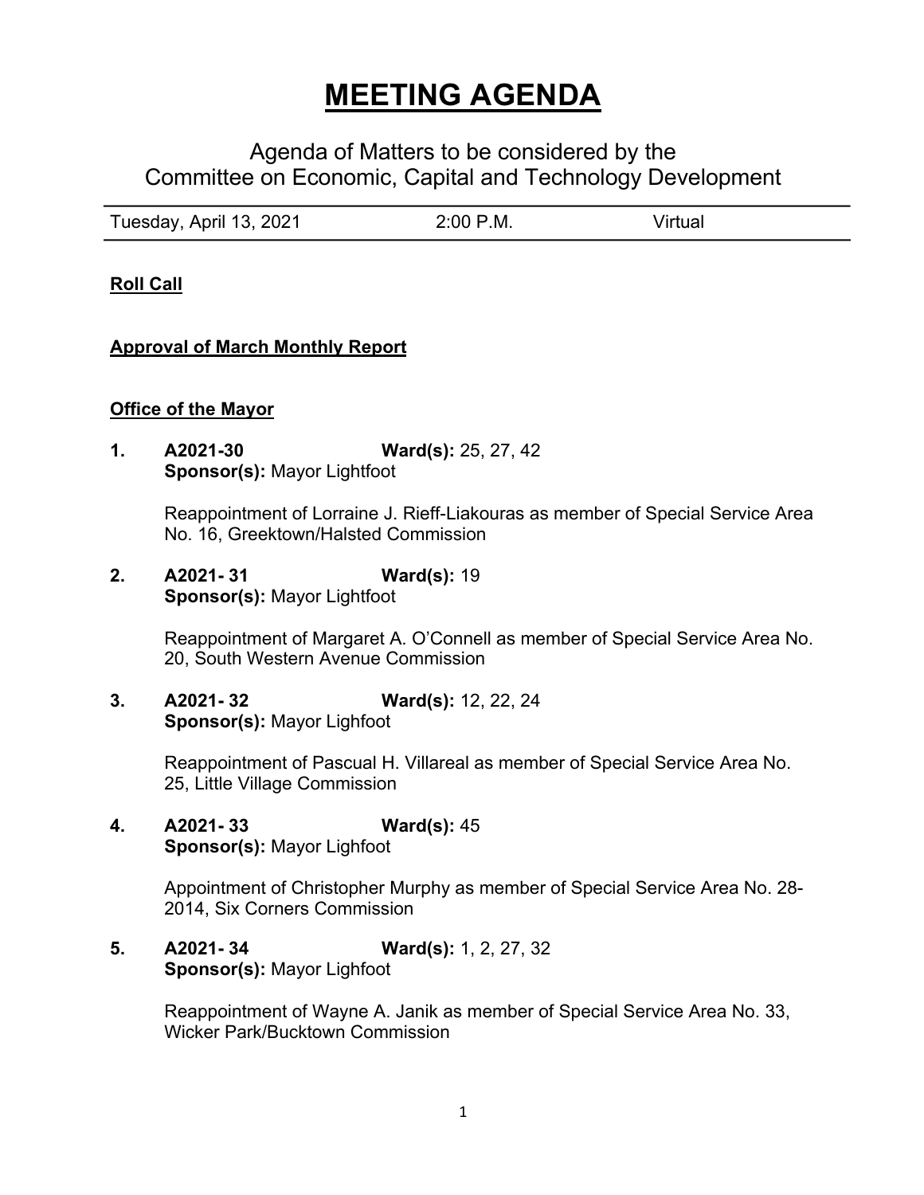# MEETING AGENDA

## Agenda of Matters to be considered by the Committee on Economic, Capital and Technology Development

| Tuesday, April 13, 2021 | 2:00 P.M. | Virtual |
|---|---|---|

**Roll Call**

**Approval of March Monthly Report**

**Office of the Mayor**

1. **A2021-30** **Ward(s):** 25, 27, 42
   **Sponsor(s):** Mayor Lightfoot

   Reappointment of Lorraine J. Rieff-Liakouras as member of Special Service Area No. 16, Greektown/Halsted Commission

2. **A2021- 31** **Ward(s):** 19
   **Sponsor(s):** Mayor Lightfoot

   Reappointment of Margaret A. O'Connell as member of Special Service Area No. 20, South Western Avenue Commission

3. **A2021- 32** **Ward(s):** 12, 22, 24
   **Sponsor(s):** Mayor Lighfoot

   Reappointment of Pascual H. Villareal as member of Special Service Area No. 25, Little Village Commission

4. **A2021- 33** **Ward(s):** 45
   **Sponsor(s):** Mayor Lighfoot

   Appointment of Christopher Murphy as member of Special Service Area No. 28-2014, Six Corners Commission

5. **A2021- 34** **Ward(s):** 1, 2, 27, 32
   **Sponsor(s):** Mayor Lighfoot

   Reappointment of Wayne A. Janik as member of Special Service Area No. 33, Wicker Park/Bucktown Commission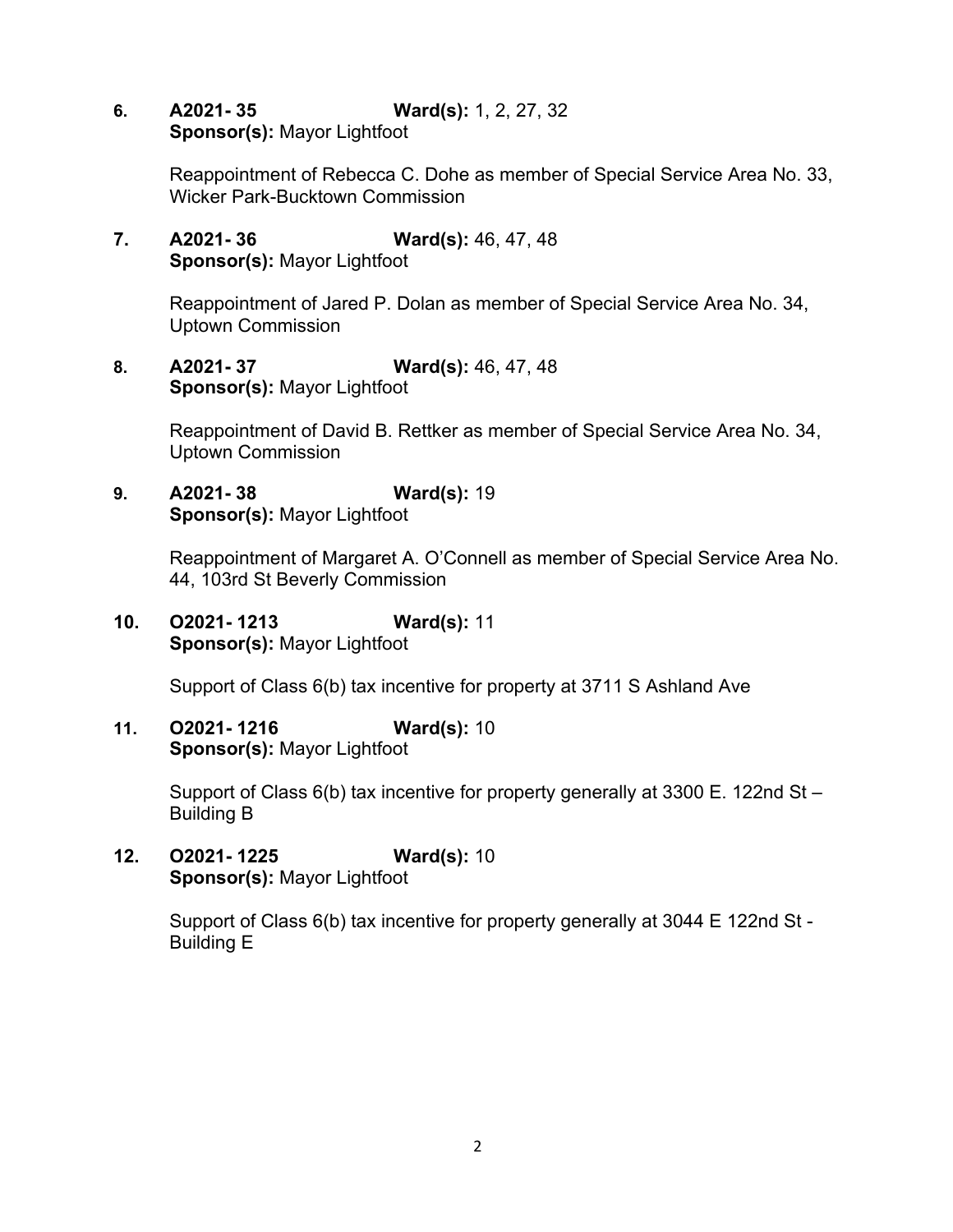6. **A2021- 35** **Ward(s):** 1, 2, 27, 32
   **Sponsor(s):** Mayor Lightfoot

   Reappointment of Rebecca C. Dohe as member of Special Service Area No. 33, Wicker Park-Bucktown Commission

7. **A2021- 36** **Ward(s):** 46, 47, 48
   **Sponsor(s):** Mayor Lightfoot

   Reappointment of Jared P. Dolan as member of Special Service Area No. 34, Uptown Commission

8. **A2021- 37** **Ward(s):** 46, 47, 48
   **Sponsor(s):** Mayor Lightfoot

   Reappointment of David B. Rettker as member of Special Service Area No. 34, Uptown Commission

9. **A2021- 38** **Ward(s):** 19
   **Sponsor(s):** Mayor Lightfoot

   Reappointment of Margaret A. O'Connell as member of Special Service Area No. 44, 103rd St Beverly Commission

10. **O2021- 1213** **Ward(s):** 11
    **Sponsor(s):** Mayor Lightfoot

    Support of Class 6(b) tax incentive for property at 3711 S Ashland Ave

11. **O2021- 1216** **Ward(s):** 10
    **Sponsor(s):** Mayor Lightfoot

    Support of Class 6(b) tax incentive for property generally at 3300 E. 122nd St – Building B

12. **O2021- 1225** **Ward(s):** 10
    **Sponsor(s):** Mayor Lightfoot

    Support of Class 6(b) tax incentive for property generally at 3044 E 122nd St - Building E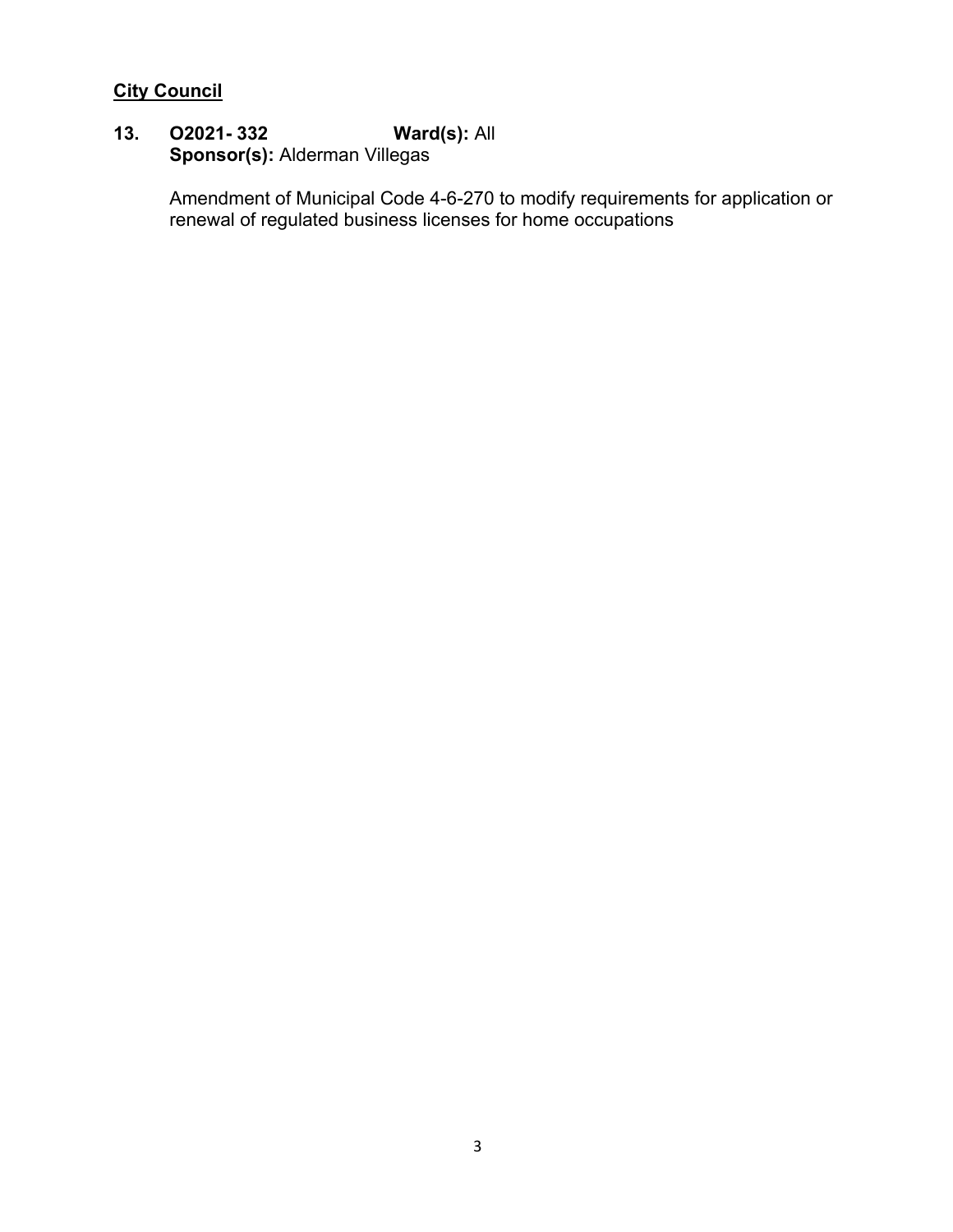**City Council**

**13. O2021- 332** **Ward(s):** All
**Sponsor(s):** Alderman Villegas

Amendment of Municipal Code 4-6-270 to modify requirements for application or renewal of regulated business licenses for home occupations